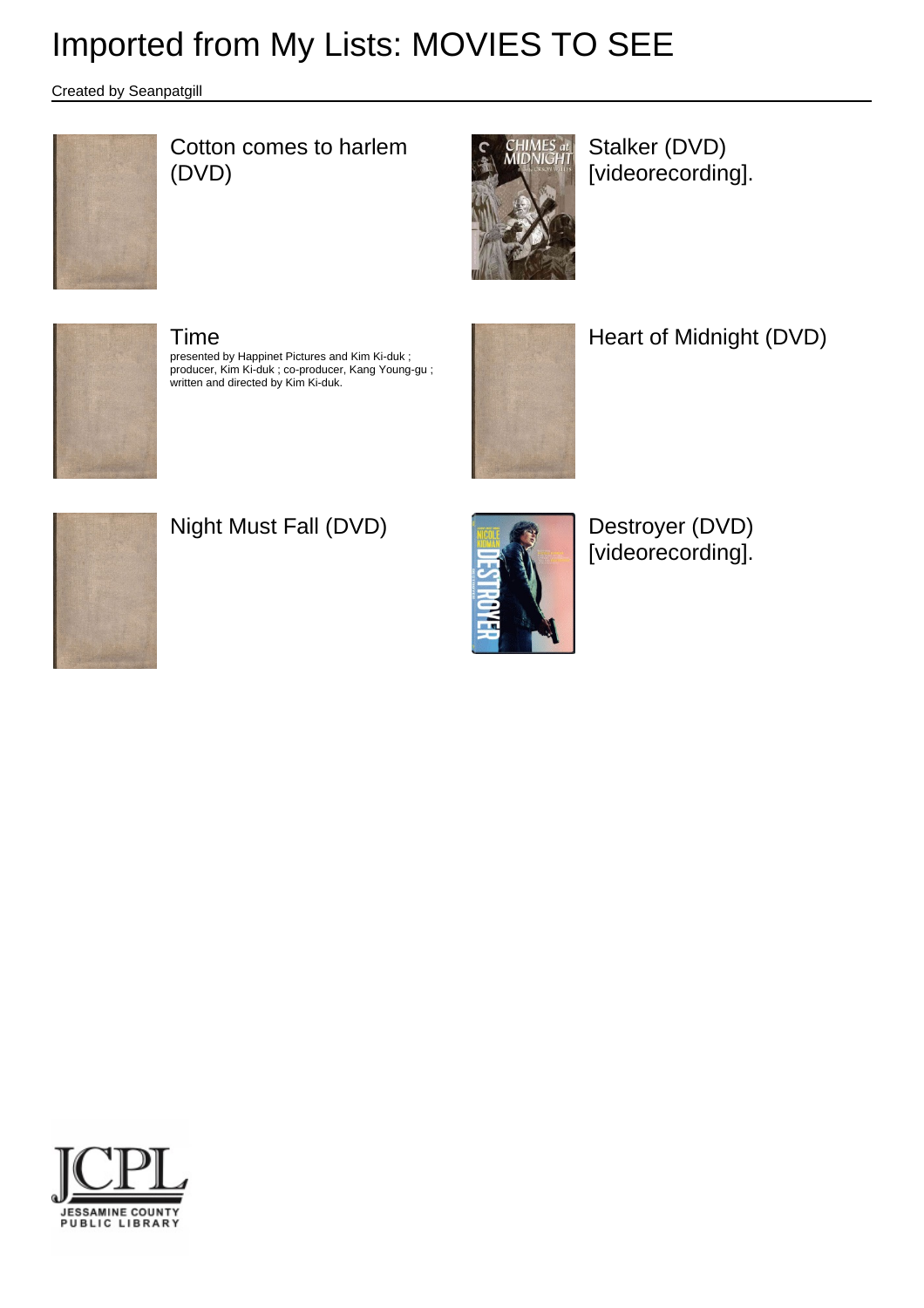# Imported from My Lists: MOVIES TO SEE

Created by Seanpatgill

Cotton comes to harlem (DVD)

Stalker (DVD) [videorecording].

Time

presented by Happinet Pictures and Kim Ki-duk ; producer, Kim Ki-duk ; co-producer, Kang Young-gu ; written and directed by Kim Ki-duk.

Heart of Midnight (DVD)

Night Must Fall (DVD)

Destroyer (DVD) [videorecording].

JCPL
JESSAMINE COUNTY PUBLIC LIBRARY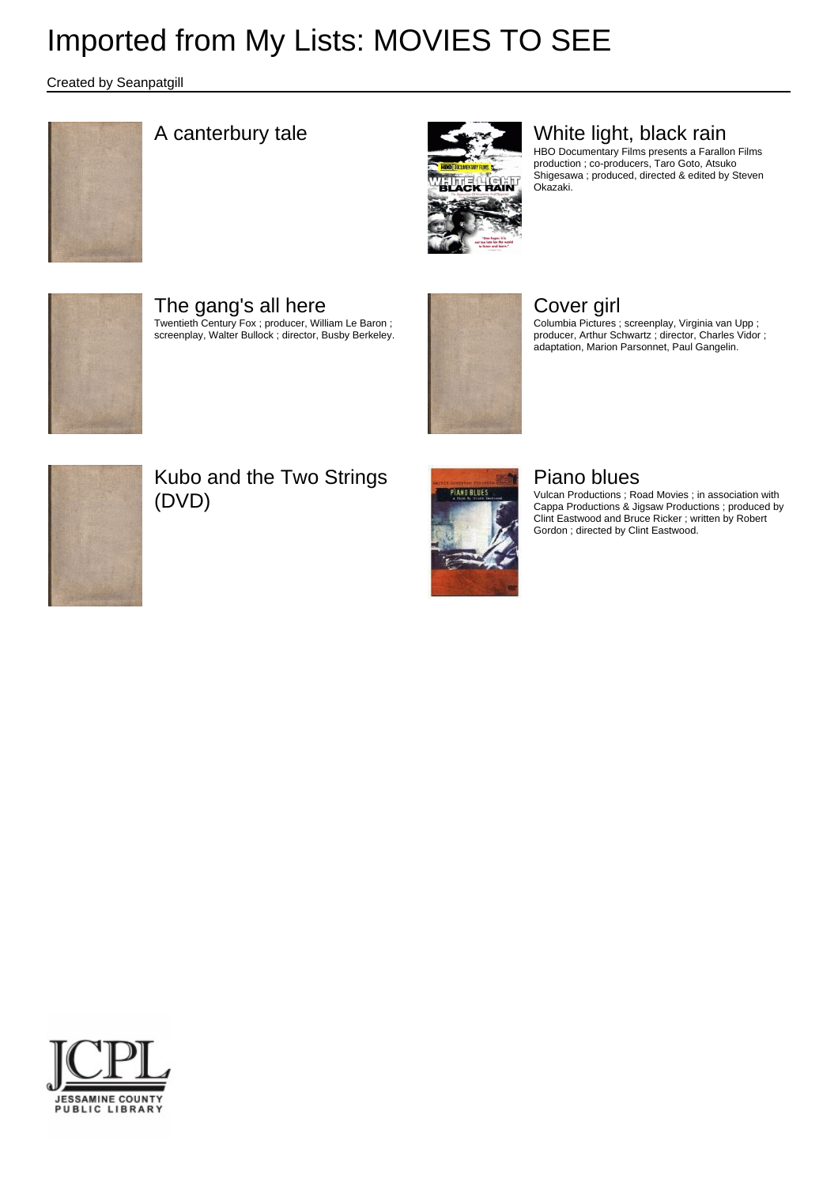# Imported from My Lists: MOVIES TO SEE

Created by Seanpatgill

## A canterbury tale

## White light, black rain

HBO Documentary Films presents a Farallon Films production ; co-producers, Taro Goto, Atsuko Shigesawa ; produced, directed & edited by Steven Okazaki.

## The gang's all here

Twentieth Century Fox ; producer, William Le Baron ; screenplay, Walter Bullock ; director, Busby Berkeley.

## Cover girl

Columbia Pictures ; screenplay, Virginia van Upp ; producer, Arthur Schwartz ; director, Charles Vidor ; adaptation, Marion Parsonnet, Paul Gangelin.

## Kubo and the Two Strings (DVD)

## Piano blues

Vulcan Productions ; Road Movies ; in association with Cappa Productions & Jigsaw Productions ; produced by Clint Eastwood and Bruce Ricker ; written by Robert Gordon ; directed by Clint Eastwood.

JCPL
JESSAMINE COUNTY PUBLIC LIBRARY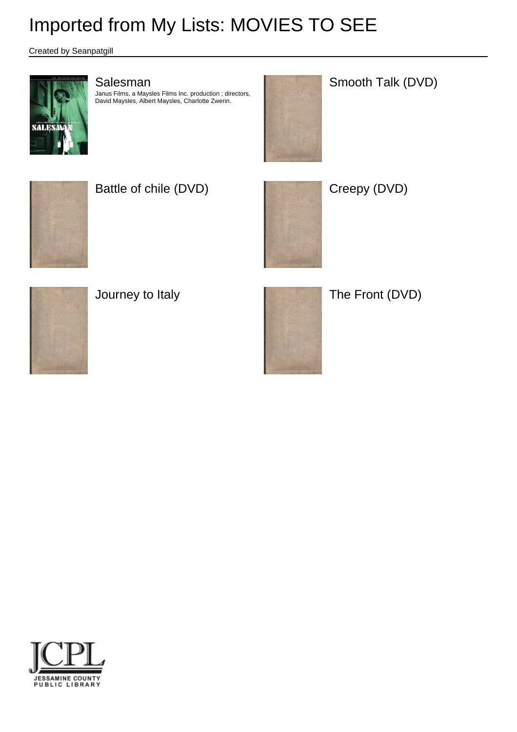# Imported from My Lists: MOVIES TO SEE

Created by Seanpatgill

## Salesman

Janus Films, a Maysles Films Inc. production ; directors, David Maysles, Albert Maysles, Charlotte Zwerin.

## Smooth Talk (DVD)

## Battle of chile (DVD)

## Creepy (DVD)

## Journey to Italy

## The Front (DVD)

JCPL
JESSAMINE COUNTY PUBLIC LIBRARY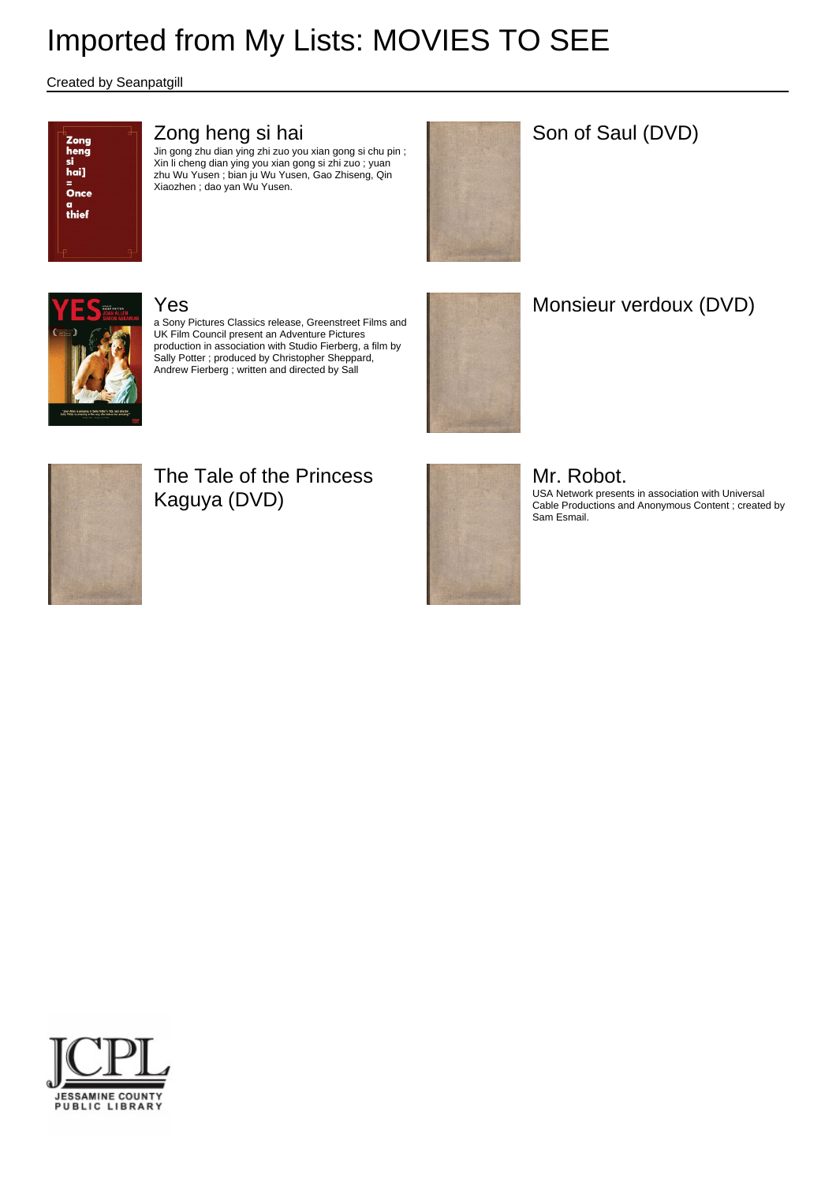# Imported from My Lists: MOVIES TO SEE

Created by Seanpatgill

## Zong heng si hai

Jin gong zhu dian ying zhi zuo you xian gong si chu pin ; Xin li cheng dian ying you xian gong si zhi zuo ; yuan zhu Wu Yusen ; bian ju Wu Yusen, Gao Zhiseng, Qin Xiaozhen ; dao yan Wu Yusen.

## Son of Saul (DVD)

## Yes

a Sony Pictures Classics release, Greenstreet Films and UK Film Council present an Adventure Pictures production in association with Studio Fierberg, a film by Sally Potter ; produced by Christopher Sheppard, Andrew Fierberg ; written and directed by Sall

## Monsieur verdoux (DVD)

## The Tale of the Princess Kaguya (DVD)

## Mr. Robot.

USA Network presents in association with Universal Cable Productions and Anonymous Content ; created by Sam Esmail.

JCPL
JESSAMINE COUNTY PUBLIC LIBRARY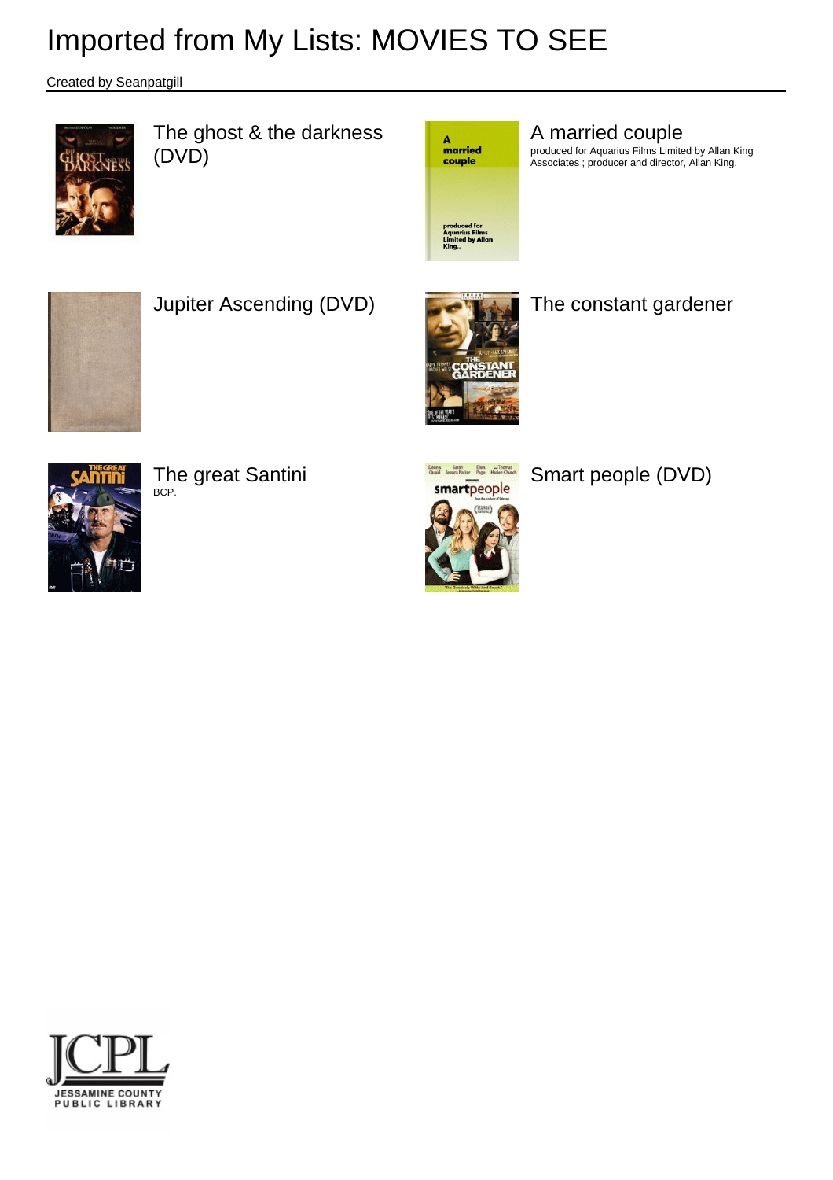# Imported from My Lists: MOVIES TO SEE

Created by Seanpatgill

The ghost & the darkness (DVD)

A married couple
produced for Aquarius Films Limited by Allan King Associates ; producer and director, Allan King.

Jupiter Ascending (DVD)

The constant gardener

The great Santini
BCP.

Smart people (DVD)

JCPL
JESSAMINE COUNTY PUBLIC LIBRARY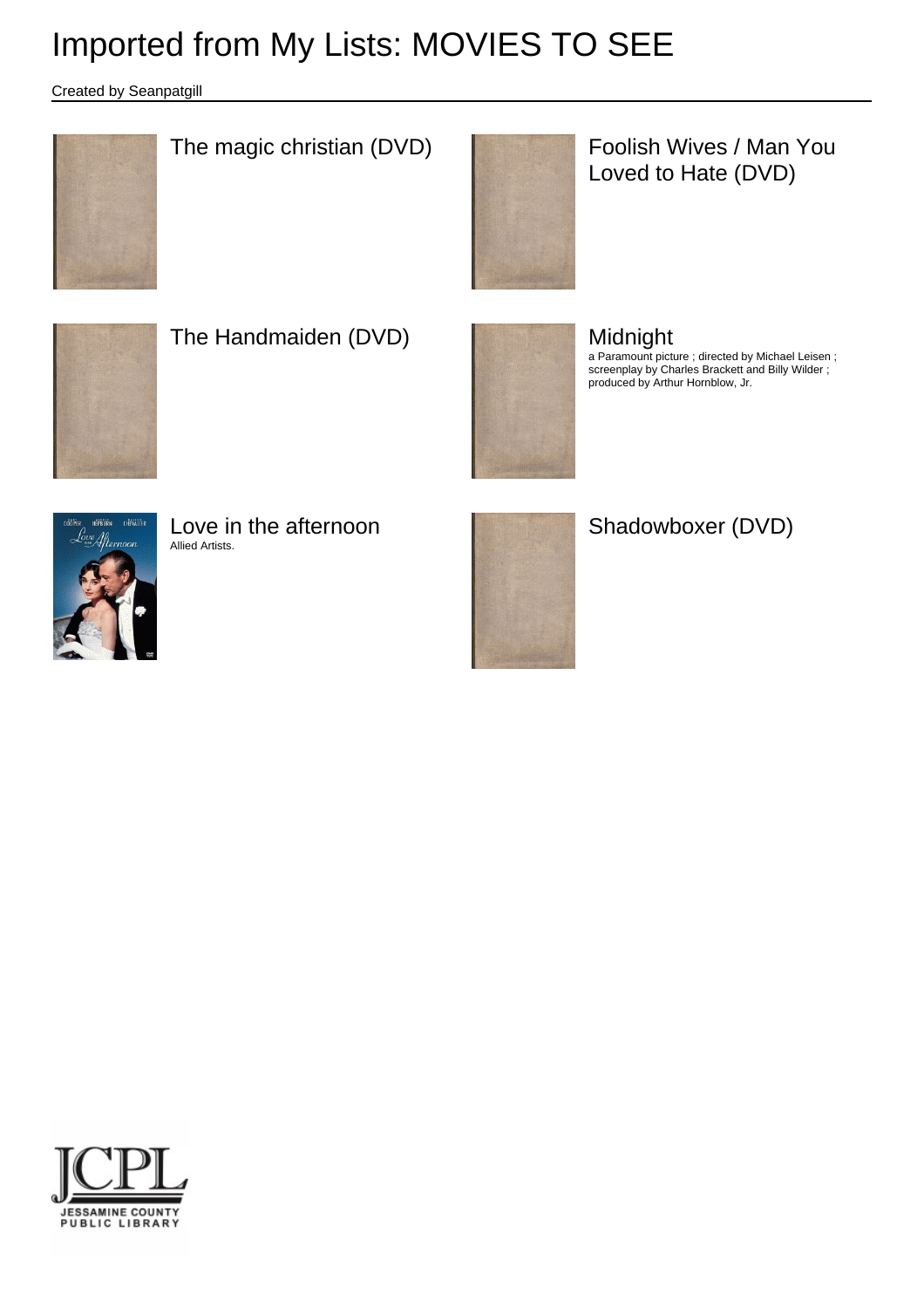# Imported from My Lists: MOVIES TO SEE

Created by Seanpatgill

## The magic christian (DVD)

## Foolish Wives / Man You Loved to Hate (DVD)

## The Handmaiden (DVD)

## Midnight

a Paramount picture ; directed by Michael Leisen ; screenplay by Charles Brackett and Billy Wilder ; produced by Arthur Hornblow, Jr.

## Love in the afternoon

Allied Artists.

## Shadowboxer (DVD)

JCPL
JESSAMINE COUNTY PUBLIC LIBRARY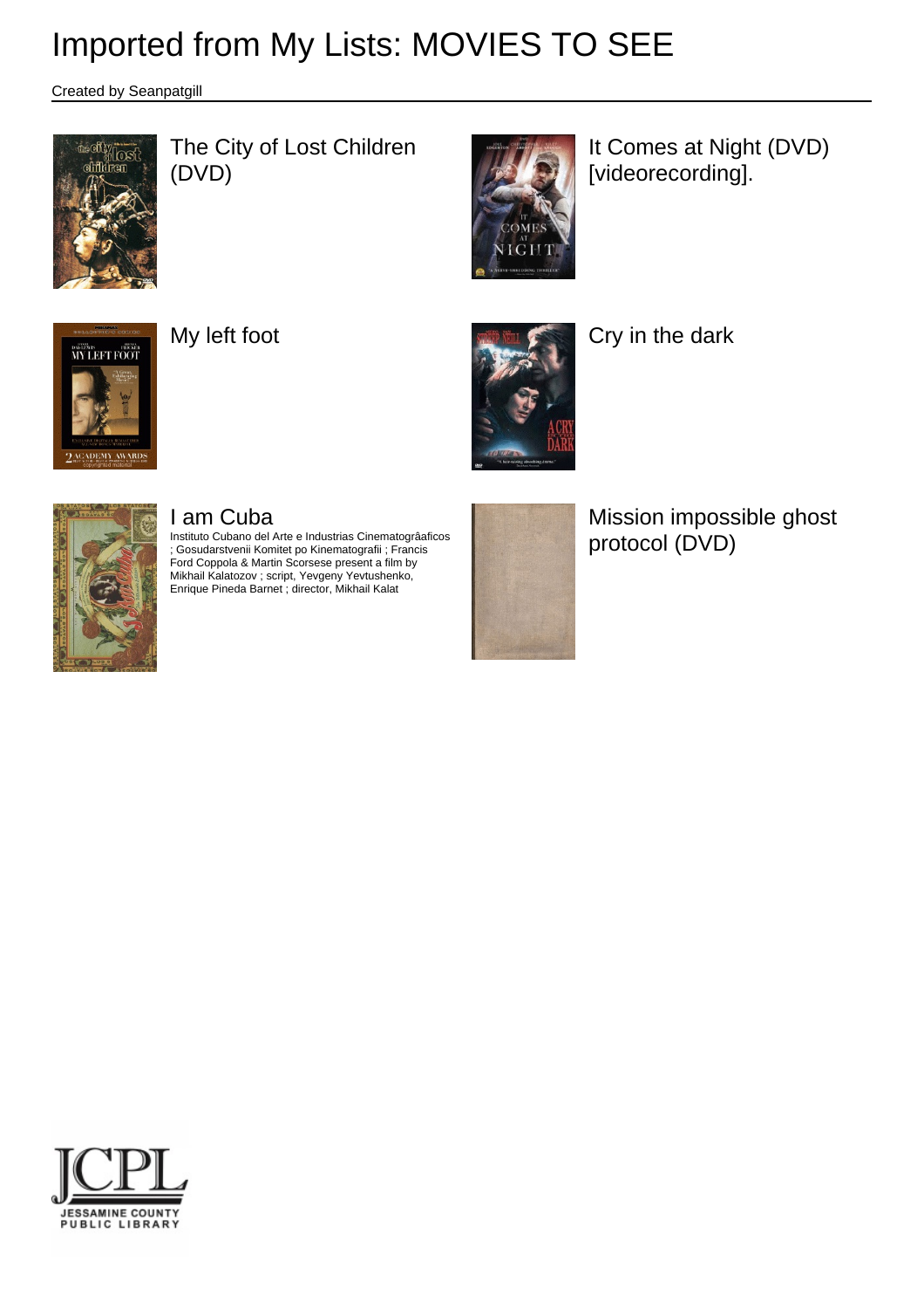# Imported from My Lists: MOVIES TO SEE

Created by Seanpatgill

The City of Lost Children (DVD)

It Comes at Night (DVD) [videorecording].

My left foot

Cry in the dark

I am Cuba

Instituto Cubano del Arte e Industrias Cinematográaficos ; Gosudarstvenii Komitet po Kinematografii ; Francis Ford Coppola & Martin Scorsese present a film by Mikhail Kalatozov ; script, Yevgeny Yevtushenko, Enrique Pineda Barnet ; director, Mikhail Kalat

Mission impossible ghost protocol (DVD)

JCPL
JESSAMINE COUNTY PUBLIC LIBRARY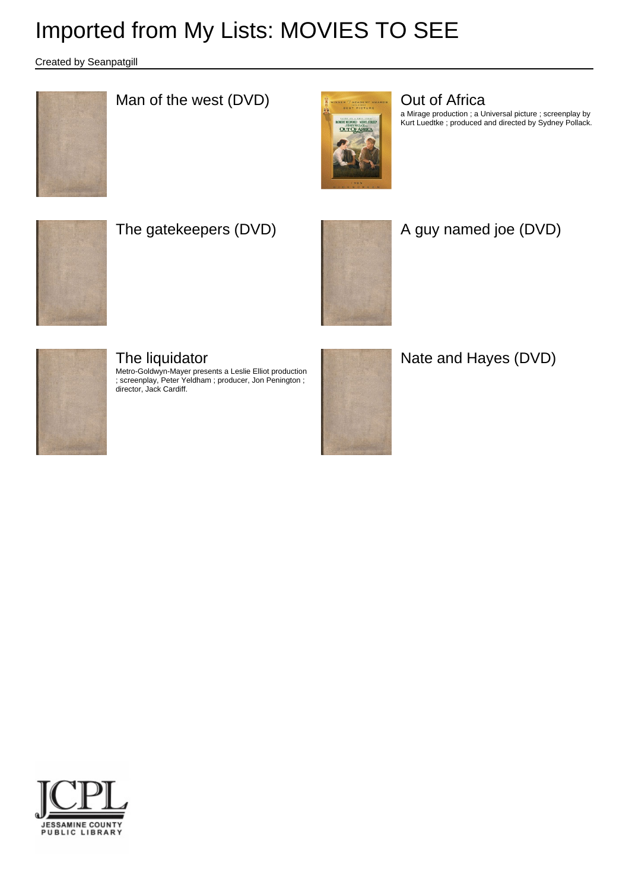# Imported from My Lists: MOVIES TO SEE

Created by Seanpatgill

## Man of the west (DVD)

## Out of Africa

a Mirage production ; a Universal picture ; screenplay by Kurt Luedtke ; produced and directed by Sydney Pollack.

## The gatekeepers (DVD)

## A guy named joe (DVD)

## The liquidator

Metro-Goldwyn-Mayer presents a Leslie Elliot production ; screenplay, Peter Yeldham ; producer, Jon Penington ; director, Jack Cardiff.

## Nate and Hayes (DVD)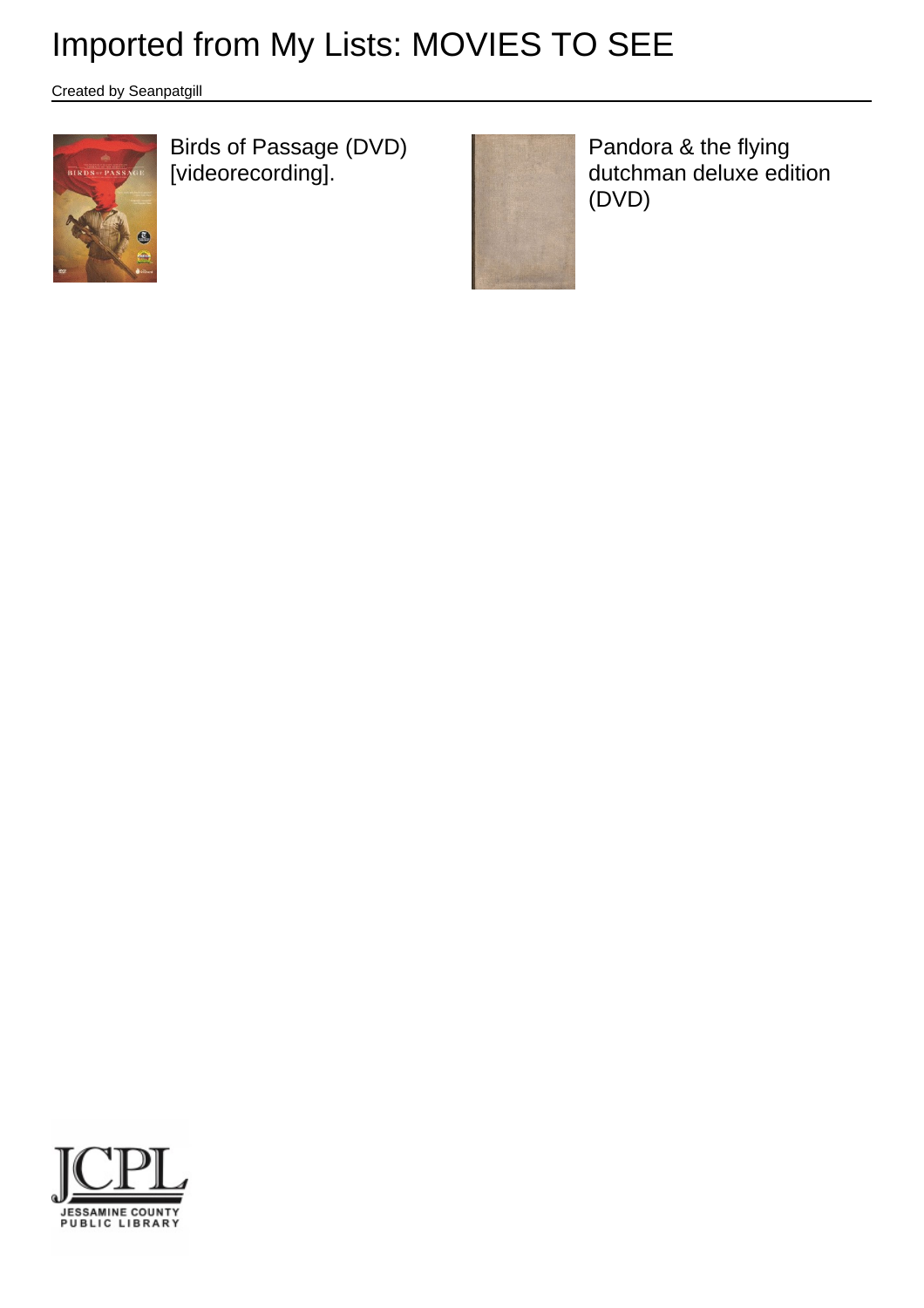# Imported from My Lists: MOVIES TO SEE

Created by Seanpatgill

Birds of Passage (DVD) [videorecording].

Pandora & the flying dutchman deluxe edition (DVD)